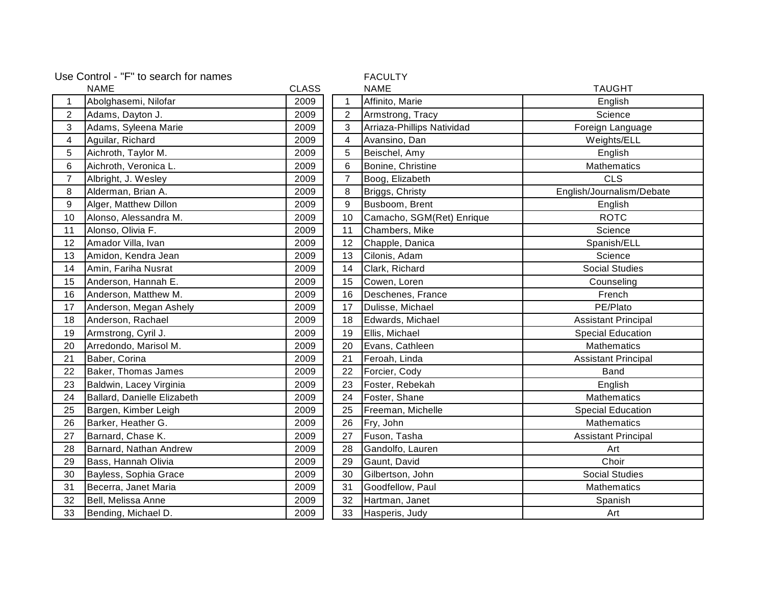Use Control - "F" to search for names

| | NAME | CLASS |
|---|---|---|
| 1 | Abolghasemi, Nilofar | 2009 |
| 2 | Adams, Dayton J. | 2009 |
| 3 | Adams, Syleena Marie | 2009 |
| 4 | Aguilar, Richard | 2009 |
| 5 | Aichroth, Taylor M. | 2009 |
| 6 | Aichroth, Veronica L. | 2009 |
| 7 | Albright, J. Wesley | 2009 |
| 8 | Alderman, Brian A. | 2009 |
| 9 | Alger, Matthew Dillon | 2009 |
| 10 | Alonso, Alessandra M. | 2009 |
| 11 | Alonso, Olivia F. | 2009 |
| 12 | Amador Villa, Ivan | 2009 |
| 13 | Amidon, Kendra Jean | 2009 |
| 14 | Amin, Fariha Nusrat | 2009 |
| 15 | Anderson, Hannah E. | 2009 |
| 16 | Anderson, Matthew M. | 2009 |
| 17 | Anderson, Megan Ashely | 2009 |
| 18 | Anderson, Rachael | 2009 |
| 19 | Armstrong, Cyril J. | 2009 |
| 20 | Arredondo, Marisol M. | 2009 |
| 21 | Baber, Corina | 2009 |
| 22 | Baker, Thomas James | 2009 |
| 23 | Baldwin, Lacey Virginia | 2009 |
| 24 | Ballard, Danielle Elizabeth | 2009 |
| 25 | Bargen, Kimber Leigh | 2009 |
| 26 | Barker, Heather G. | 2009 |
| 27 | Barnard, Chase K. | 2009 |
| 28 | Barnard, Nathan Andrew | 2009 |
| 29 | Bass, Hannah Olivia | 2009 |
| 30 | Bayless, Sophia Grace | 2009 |
| 31 | Becerra, Janet Maria | 2009 |
| 32 | Bell, Melissa Anne | 2009 |
| 33 | Bending, Michael D. | 2009 |

FACULTY

| | NAME | TAUGHT |
|---|---|---|
| 1 | Affinito, Marie | English |
| 2 | Armstrong, Tracy | Science |
| 3 | Arriaza-Phillips Natividad | Foreign Language |
| 4 | Avansino, Dan | Weights/ELL |
| 5 | Beischel, Amy | English |
| 6 | Bonine, Christine | Mathematics |
| 7 | Boog, Elizabeth | CLS |
| 8 | Briggs, Christy | English/Journalism/Debate |
| 9 | Busboom, Brent | English |
| 10 | Camacho, SGM(Ret) Enrique | ROTC |
| 11 | Chambers, Mike | Science |
| 12 | Chapple, Danica | Spanish/ELL |
| 13 | Cilonis, Adam | Science |
| 14 | Clark, Richard | Social Studies |
| 15 | Cowen, Loren | Counseling |
| 16 | Deschenes, France | French |
| 17 | Dulisse, Michael | PE/Plato |
| 18 | Edwards, Michael | Assistant Principal |
| 19 | Ellis, Michael | Special Education |
| 20 | Evans, Cathleen | Mathematics |
| 21 | Feroah, Linda | Assistant Principal |
| 22 | Forcier, Cody | Band |
| 23 | Foster, Rebekah | English |
| 24 | Foster, Shane | Mathematics |
| 25 | Freeman, Michelle | Special Education |
| 26 | Fry, John | Mathematics |
| 27 | Fuson, Tasha | Assistant Principal |
| 28 | Gandolfo, Lauren | Art |
| 29 | Gaunt, David | Choir |
| 30 | Gilbertson, John | Social Studies |
| 31 | Goodfellow, Paul | Mathematics |
| 32 | Hartman, Janet | Spanish |
| 33 | Hasperis, Judy | Art |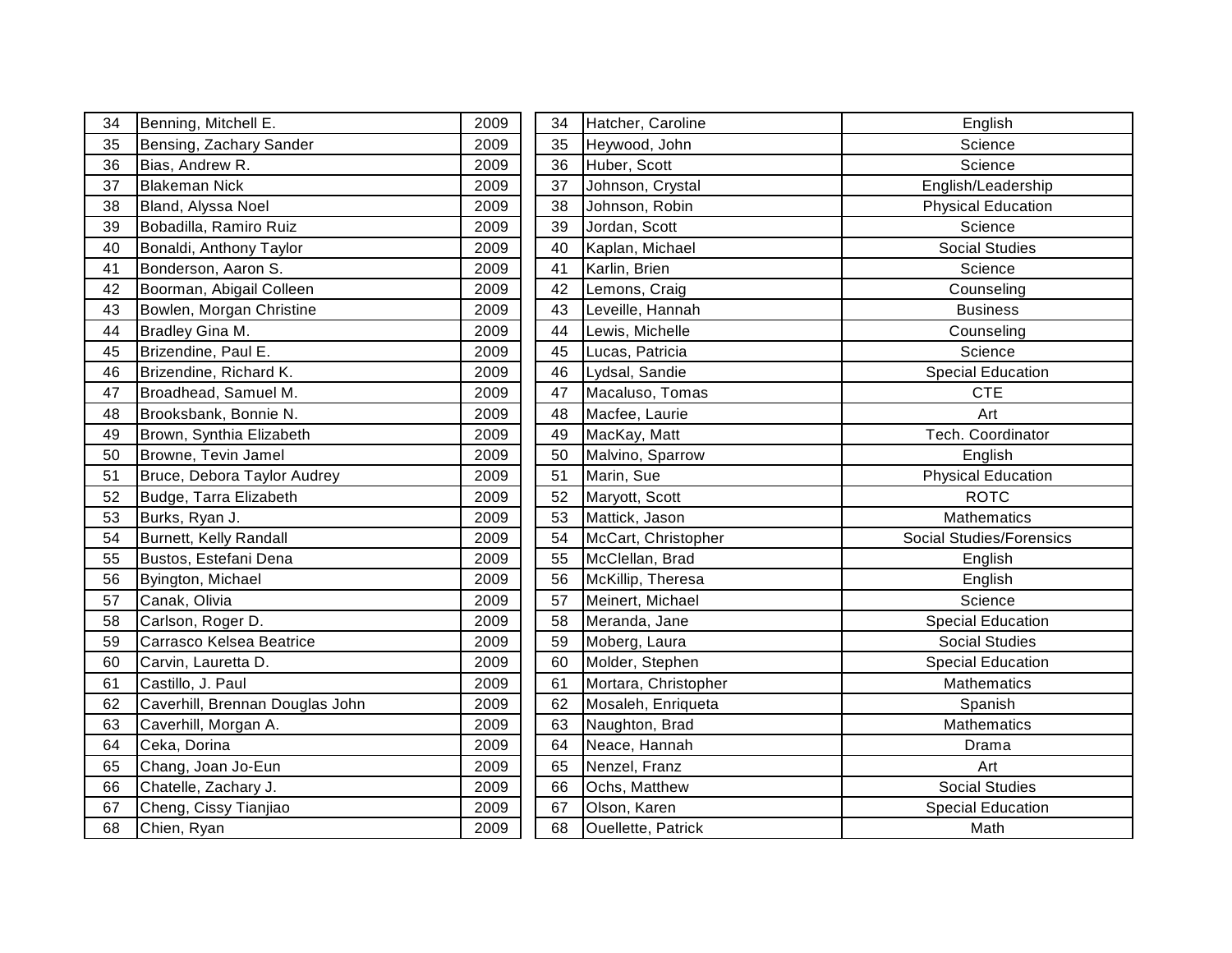| 34 | Benning, Mitchell E. | 2009 |
|---|---|---|
| 35 | Bensing, Zachary Sander | 2009 |
| 36 | Bias, Andrew R. | 2009 |
| 37 | Blakeman Nick | 2009 |
| 38 | Bland, Alyssa Noel | 2009 |
| 39 | Bobadilla, Ramiro Ruiz | 2009 |
| 40 | Bonaldi, Anthony Taylor | 2009 |
| 41 | Bonderson, Aaron S. | 2009 |
| 42 | Boorman, Abigail Colleen | 2009 |
| 43 | Bowlen, Morgan Christine | 2009 |
| 44 | Bradley Gina M. | 2009 |
| 45 | Brizendine, Paul E. | 2009 |
| 46 | Brizendine, Richard K. | 2009 |
| 47 | Broadhead, Samuel M. | 2009 |
| 48 | Brooksbank, Bonnie N. | 2009 |
| 49 | Brown, Synthia Elizabeth | 2009 |
| 50 | Browne, Tevin Jamel | 2009 |
| 51 | Bruce, Debora Taylor Audrey | 2009 |
| 52 | Budge, Tarra Elizabeth | 2009 |
| 53 | Burks, Ryan J. | 2009 |
| 54 | Burnett, Kelly Randall | 2009 |
| 55 | Bustos, Estefani Dena | 2009 |
| 56 | Byington, Michael | 2009 |
| 57 | Canak, Olivia | 2009 |
| 58 | Carlson, Roger D. | 2009 |
| 59 | Carrasco Kelsea Beatrice | 2009 |
| 60 | Carvin, Lauretta D. | 2009 |
| 61 | Castillo, J. Paul | 2009 |
| 62 | Caverhill, Brennan Douglas John | 2009 |
| 63 | Caverhill, Morgan A. | 2009 |
| 64 | Ceka, Dorina | 2009 |
| 65 | Chang, Joan Jo-Eun | 2009 |
| 66 | Chatelle, Zachary J. | 2009 |
| 67 | Cheng, Cissy Tianjiao | 2009 |
| 68 | Chien, Ryan | 2009 |

| 34 | Hatcher, Caroline | English |
|---|---|---|
| 35 | Heywood, John | Science |
| 36 | Huber, Scott | Science |
| 37 | Johnson, Crystal | English/Leadership |
| 38 | Johnson, Robin | Physical Education |
| 39 | Jordan, Scott | Science |
| 40 | Kaplan, Michael | Social Studies |
| 41 | Karlin, Brien | Science |
| 42 | Lemons, Craig | Counseling |
| 43 | Leveille, Hannah | Business |
| 44 | Lewis, Michelle | Counseling |
| 45 | Lucas, Patricia | Science |
| 46 | Lydsal, Sandie | Special Education |
| 47 | Macaluso, Tomas | CTE |
| 48 | Macfee, Laurie | Art |
| 49 | MacKay, Matt | Tech. Coordinator |
| 50 | Malvino, Sparrow | English |
| 51 | Marin, Sue | Physical Education |
| 52 | Maryott, Scott | ROTC |
| 53 | Mattick, Jason | Mathematics |
| 54 | McCart, Christopher | Social Studies/Forensics |
| 55 | McClellan, Brad | English |
| 56 | McKillip, Theresa | English |
| 57 | Meinert, Michael | Science |
| 58 | Meranda, Jane | Special Education |
| 59 | Moberg, Laura | Social Studies |
| 60 | Molder, Stephen | Special Education |
| 61 | Mortara, Christopher | Mathematics |
| 62 | Mosaleh, Enriqueta | Spanish |
| 63 | Naughton, Brad | Mathematics |
| 64 | Neace, Hannah | Drama |
| 65 | Nenzel, Franz | Art |
| 66 | Ochs, Matthew | Social Studies |
| 67 | Olson, Karen | Special Education |
| 68 | Ouellette, Patrick | Math |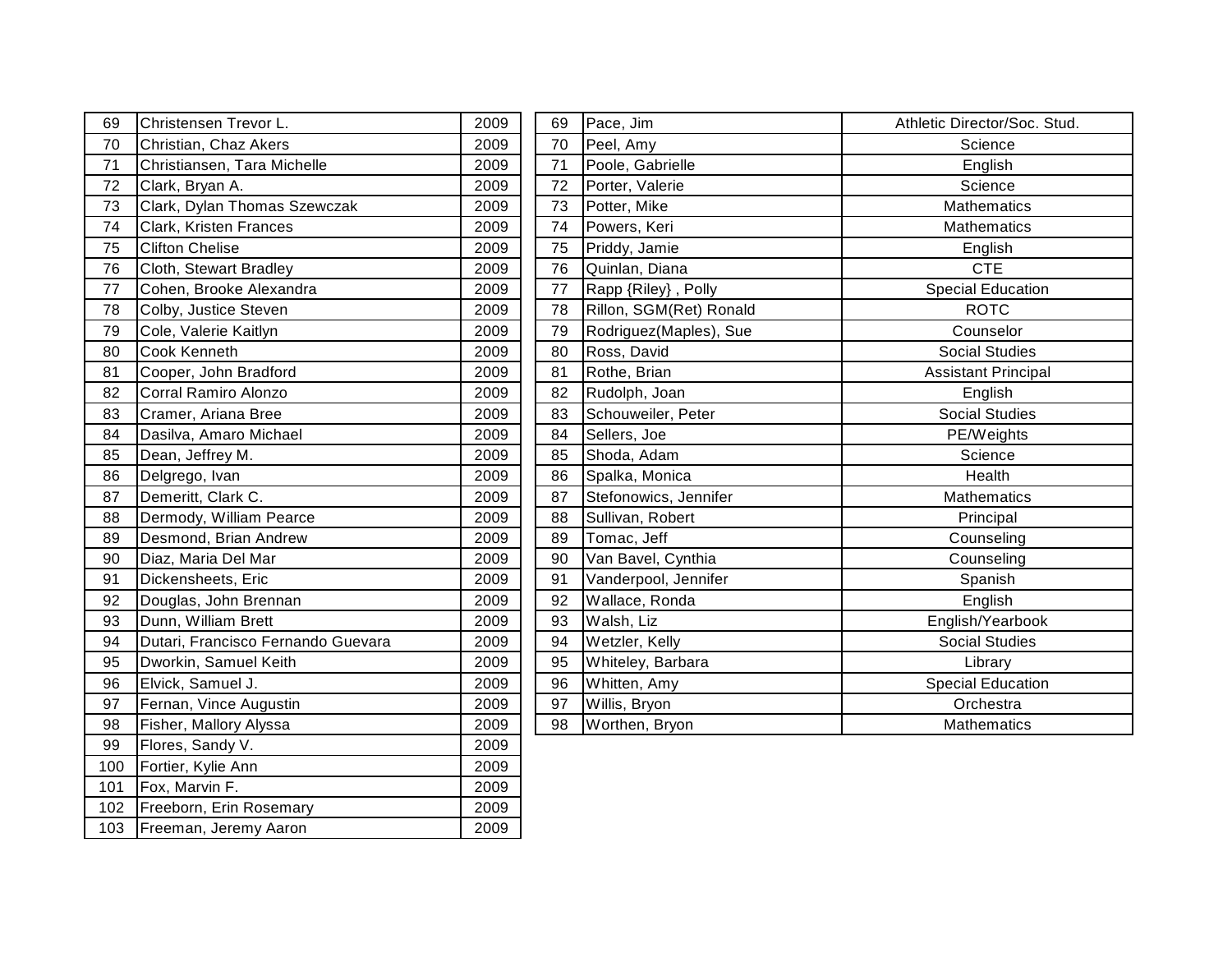| | | |
|---|---|---|
| 69 | Christensen Trevor L. | 2009 |
| 70 | Christian, Chaz Akers | 2009 |
| 71 | Christiansen, Tara Michelle | 2009 |
| 72 | Clark, Bryan A. | 2009 |
| 73 | Clark, Dylan Thomas Szewczak | 2009 |
| 74 | Clark, Kristen Frances | 2009 |
| 75 | Clifton Chelise | 2009 |
| 76 | Cloth, Stewart Bradley | 2009 |
| 77 | Cohen, Brooke Alexandra | 2009 |
| 78 | Colby, Justice Steven | 2009 |
| 79 | Cole, Valerie Kaitlyn | 2009 |
| 80 | Cook Kenneth | 2009 |
| 81 | Cooper, John Bradford | 2009 |
| 82 | Corral Ramiro Alonzo | 2009 |
| 83 | Cramer, Ariana Bree | 2009 |
| 84 | Dasilva, Amaro Michael | 2009 |
| 85 | Dean, Jeffrey M. | 2009 |
| 86 | Delgrego, Ivan | 2009 |
| 87 | Demeritt, Clark C. | 2009 |
| 88 | Dermody, William Pearce | 2009 |
| 89 | Desmond, Brian Andrew | 2009 |
| 90 | Diaz, Maria Del Mar | 2009 |
| 91 | Dickensheets, Eric | 2009 |
| 92 | Douglas, John Brennan | 2009 |
| 93 | Dunn, William Brett | 2009 |
| 94 | Dutari, Francisco Fernando Guevara | 2009 |
| 95 | Dworkin, Samuel Keith | 2009 |
| 96 | Elvick, Samuel J. | 2009 |
| 97 | Fernan, Vince Augustin | 2009 |
| 98 | Fisher, Mallory Alyssa | 2009 |
| 99 | Flores, Sandy V. | 2009 |
| 100 | Fortier, Kylie Ann | 2009 |
| 101 | Fox, Marvin F. | 2009 |
| 102 | Freeborn, Erin Rosemary | 2009 |
| 103 | Freeman, Jeremy Aaron | 2009 |

| | | |
|---|---|---|
| 69 | Pace, Jim | Athletic Director/Soc. Stud. |
| 70 | Peel, Amy | Science |
| 71 | Poole, Gabrielle | English |
| 72 | Porter, Valerie | Science |
| 73 | Potter, Mike | Mathematics |
| 74 | Powers, Keri | Mathematics |
| 75 | Priddy, Jamie | English |
| 76 | Quinlan, Diana | CTE |
| 77 | Rapp {Riley} , Polly | Special Education |
| 78 | Rillon, SGM(Ret) Ronald | ROTC |
| 79 | Rodriguez(Maples), Sue | Counselor |
| 80 | Ross, David | Social Studies |
| 81 | Rothe, Brian | Assistant Principal |
| 82 | Rudolph, Joan | English |
| 83 | Schouweiler, Peter | Social Studies |
| 84 | Sellers, Joe | PE/Weights |
| 85 | Shoda, Adam | Science |
| 86 | Spalka, Monica | Health |
| 87 | Stefonowics, Jennifer | Mathematics |
| 88 | Sullivan, Robert | Principal |
| 89 | Tomac, Jeff | Counseling |
| 90 | Van Bavel, Cynthia | Counseling |
| 91 | Vanderpool, Jennifer | Spanish |
| 92 | Wallace, Ronda | English |
| 93 | Walsh, Liz | English/Yearbook |
| 94 | Wetzler, Kelly | Social Studies |
| 95 | Whiteley, Barbara | Library |
| 96 | Whitten, Amy | Special Education |
| 97 | Willis, Bryon | Orchestra |
| 98 | Worthen, Bryon | Mathematics |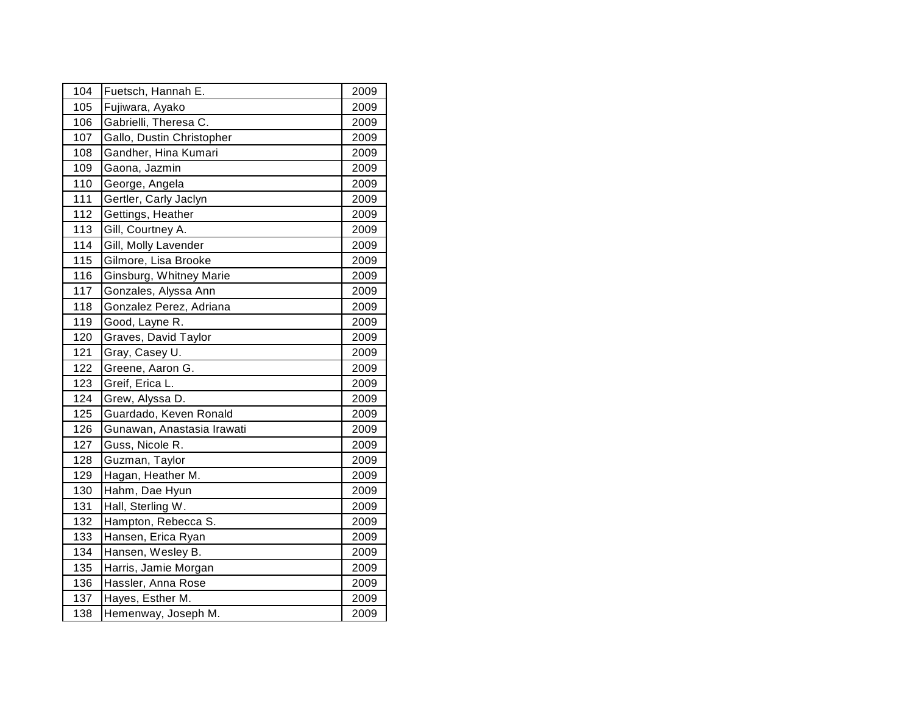| 104 | Fuetsch, Hannah E. | 2009 |
|---|---|---|
| 105 | Fujiwara, Ayako | 2009 |
| 106 | Gabrielli, Theresa C. | 2009 |
| 107 | Gallo, Dustin Christopher | 2009 |
| 108 | Gandher, Hina Kumari | 2009 |
| 109 | Gaona, Jazmin | 2009 |
| 110 | George, Angela | 2009 |
| 111 | Gertler, Carly Jaclyn | 2009 |
| 112 | Gettings, Heather | 2009 |
| 113 | Gill, Courtney A. | 2009 |
| 114 | Gill, Molly Lavender | 2009 |
| 115 | Gilmore, Lisa Brooke | 2009 |
| 116 | Ginsburg, Whitney Marie | 2009 |
| 117 | Gonzales, Alyssa Ann | 2009 |
| 118 | Gonzalez Perez, Adriana | 2009 |
| 119 | Good, Layne R. | 2009 |
| 120 | Graves, David Taylor | 2009 |
| 121 | Gray, Casey U. | 2009 |
| 122 | Greene, Aaron G. | 2009 |
| 123 | Greif, Erica L. | 2009 |
| 124 | Grew, Alyssa D. | 2009 |
| 125 | Guardado, Keven Ronald | 2009 |
| 126 | Gunawan, Anastasia Irawati | 2009 |
| 127 | Guss, Nicole R. | 2009 |
| 128 | Guzman, Taylor | 2009 |
| 129 | Hagan, Heather M. | 2009 |
| 130 | Hahm, Dae Hyun | 2009 |
| 131 | Hall, Sterling W. | 2009 |
| 132 | Hampton, Rebecca S. | 2009 |
| 133 | Hansen, Erica Ryan | 2009 |
| 134 | Hansen, Wesley B. | 2009 |
| 135 | Harris, Jamie Morgan | 2009 |
| 136 | Hassler, Anna Rose | 2009 |
| 137 | Hayes, Esther M. | 2009 |
| 138 | Hemenway, Joseph M. | 2009 |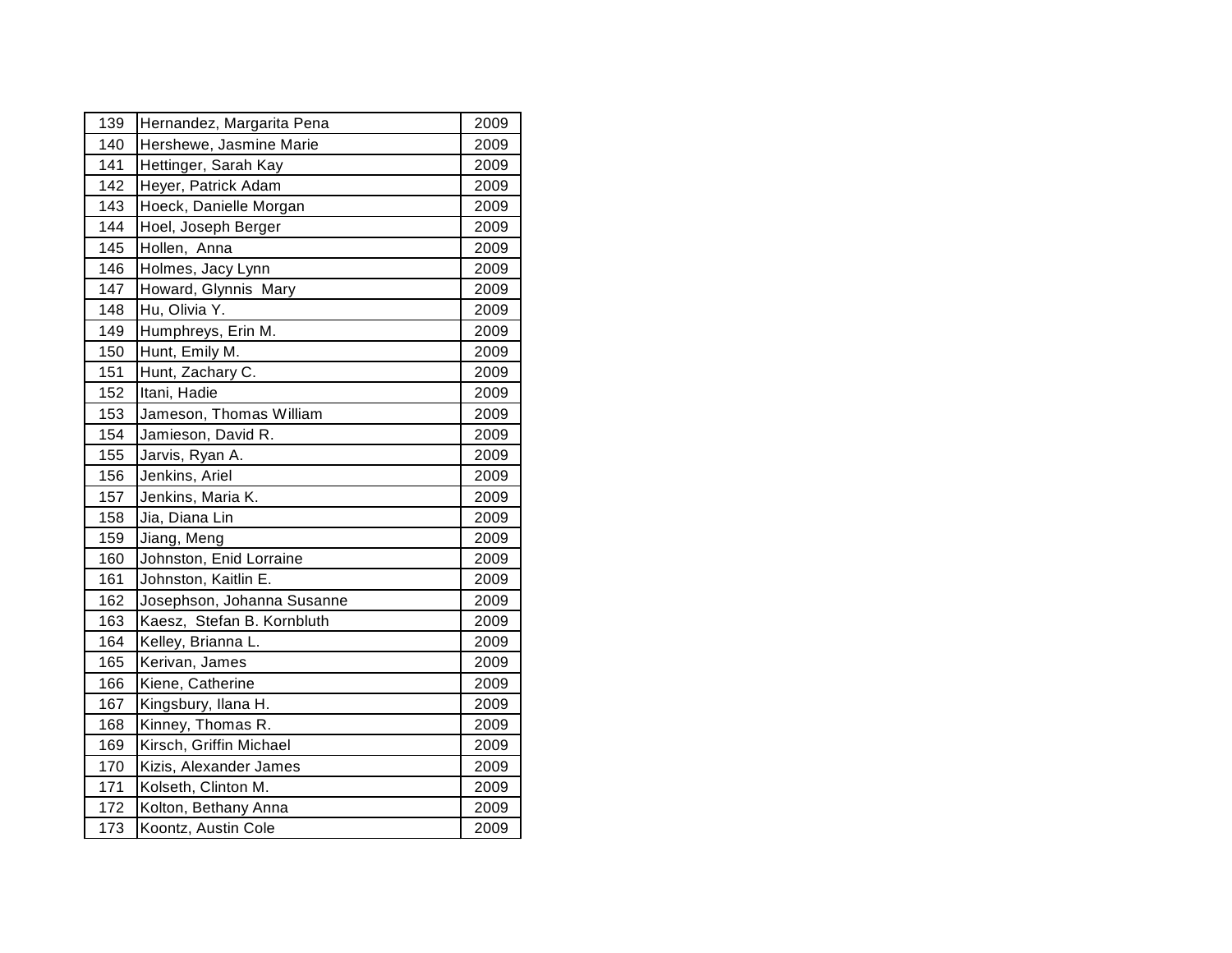| 139 | Hernandez, Margarita Pena | 2009 |
|---|---|---|
| 140 | Hershewe, Jasmine Marie | 2009 |
| 141 | Hettinger, Sarah Kay | 2009 |
| 142 | Heyer, Patrick Adam | 2009 |
| 143 | Hoeck, Danielle Morgan | 2009 |
| 144 | Hoel, Joseph Berger | 2009 |
| 145 | Hollen, Anna | 2009 |
| 146 | Holmes, Jacy Lynn | 2009 |
| 147 | Howard, Glynnis Mary | 2009 |
| 148 | Hu, Olivia Y. | 2009 |
| 149 | Humphreys, Erin M. | 2009 |
| 150 | Hunt, Emily M. | 2009 |
| 151 | Hunt, Zachary C. | 2009 |
| 152 | Itani, Hadie | 2009 |
| 153 | Jameson, Thomas William | 2009 |
| 154 | Jamieson, David R. | 2009 |
| 155 | Jarvis, Ryan A. | 2009 |
| 156 | Jenkins, Ariel | 2009 |
| 157 | Jenkins, Maria K. | 2009 |
| 158 | Jia, Diana Lin | 2009 |
| 159 | Jiang, Meng | 2009 |
| 160 | Johnston, Enid Lorraine | 2009 |
| 161 | Johnston, Kaitlin E. | 2009 |
| 162 | Josephson, Johanna Susanne | 2009 |
| 163 | Kaesz, Stefan B. Kornbluth | 2009 |
| 164 | Kelley, Brianna L. | 2009 |
| 165 | Kerivan, James | 2009 |
| 166 | Kiene, Catherine | 2009 |
| 167 | Kingsbury, Ilana H. | 2009 |
| 168 | Kinney, Thomas R. | 2009 |
| 169 | Kirsch, Griffin Michael | 2009 |
| 170 | Kizis, Alexander James | 2009 |
| 171 | Kolseth, Clinton M. | 2009 |
| 172 | Kolton, Bethany Anna | 2009 |
| 173 | Koontz, Austin Cole | 2009 |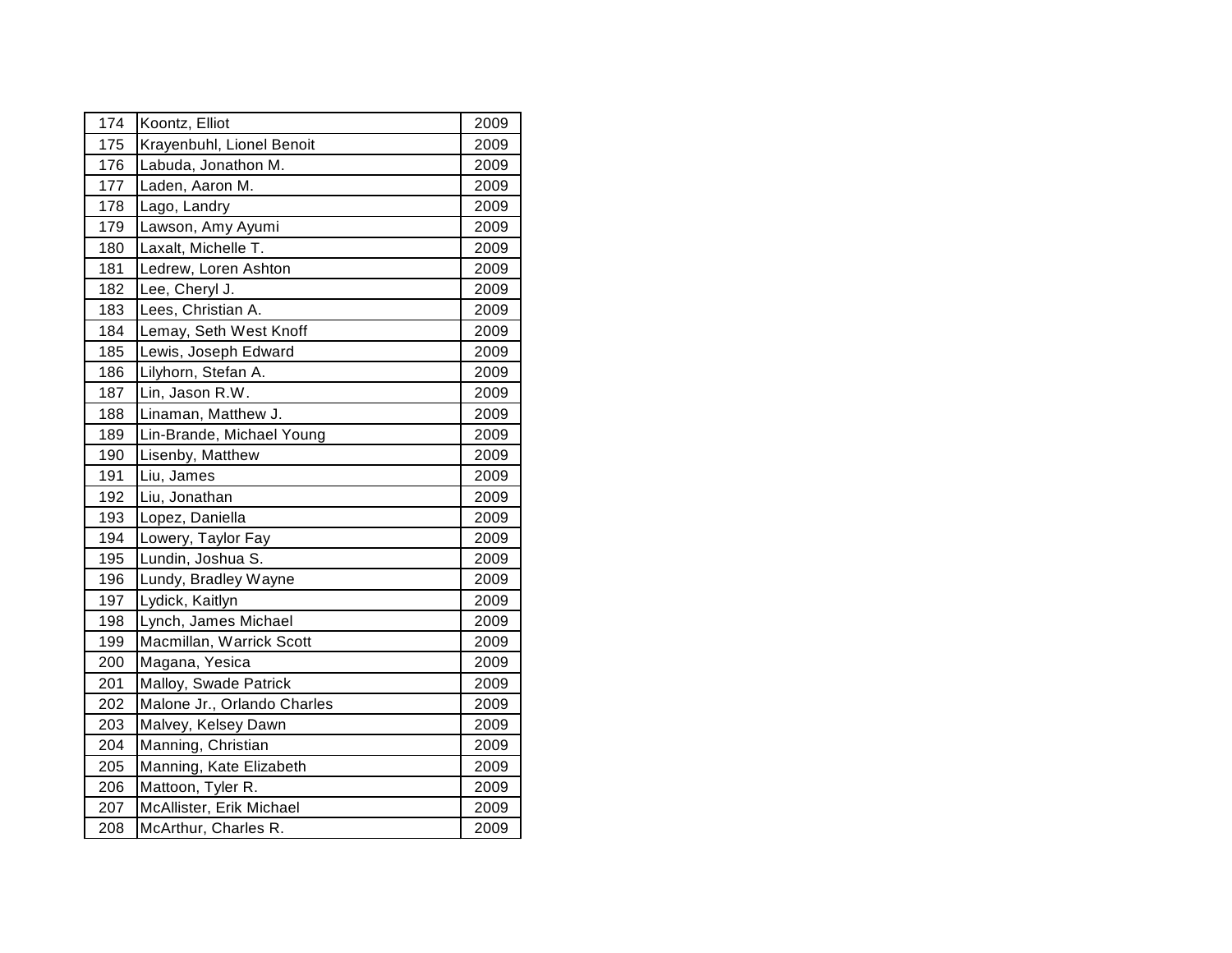| | | |
|---|---|---|
| 174 | Koontz, Elliot | 2009 |
| 175 | Krayenbuhl, Lionel Benoit | 2009 |
| 176 | Labuda, Jonathon M. | 2009 |
| 177 | Laden, Aaron M. | 2009 |
| 178 | Lago, Landry | 2009 |
| 179 | Lawson, Amy Ayumi | 2009 |
| 180 | Laxalt, Michelle T. | 2009 |
| 181 | Ledrew, Loren Ashton | 2009 |
| 182 | Lee, Cheryl J. | 2009 |
| 183 | Lees, Christian A. | 2009 |
| 184 | Lemay, Seth West Knoff | 2009 |
| 185 | Lewis, Joseph Edward | 2009 |
| 186 | Lilyhorn, Stefan A. | 2009 |
| 187 | Lin, Jason R.W. | 2009 |
| 188 | Linaman, Matthew J. | 2009 |
| 189 | Lin-Brande, Michael Young | 2009 |
| 190 | Lisenby, Matthew | 2009 |
| 191 | Liu, James | 2009 |
| 192 | Liu, Jonathan | 2009 |
| 193 | Lopez, Daniella | 2009 |
| 194 | Lowery, Taylor Fay | 2009 |
| 195 | Lundin, Joshua S. | 2009 |
| 196 | Lundy, Bradley Wayne | 2009 |
| 197 | Lydick, Kaitlyn | 2009 |
| 198 | Lynch, James Michael | 2009 |
| 199 | Macmillan, Warrick Scott | 2009 |
| 200 | Magana, Yesica | 2009 |
| 201 | Malloy, Swade Patrick | 2009 |
| 202 | Malone Jr., Orlando Charles | 2009 |
| 203 | Malvey, Kelsey Dawn | 2009 |
| 204 | Manning, Christian | 2009 |
| 205 | Manning, Kate Elizabeth | 2009 |
| 206 | Mattoon, Tyler R. | 2009 |
| 207 | McAllister, Erik Michael | 2009 |
| 208 | McArthur, Charles R. | 2009 |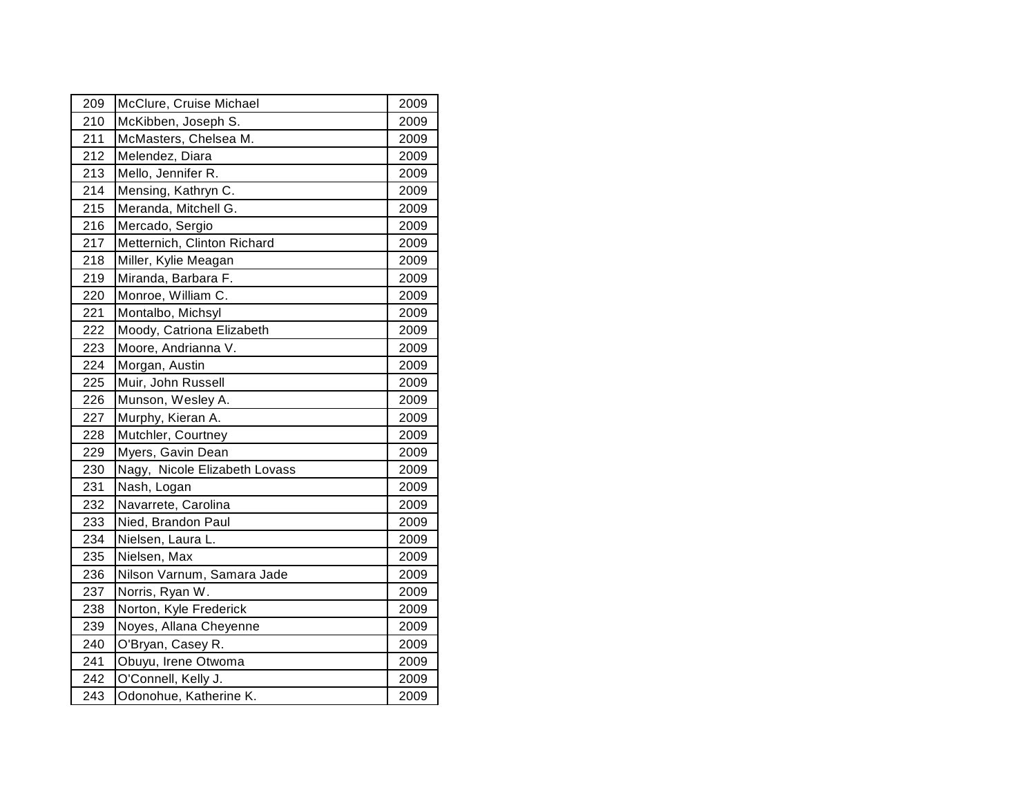| | | |
|---|---|---|
| 209 | McClure, Cruise Michael | 2009 |
| 210 | McKibben, Joseph S. | 2009 |
| 211 | McMasters, Chelsea M. | 2009 |
| 212 | Melendez, Diara | 2009 |
| 213 | Mello, Jennifer R. | 2009 |
| 214 | Mensing, Kathryn C. | 2009 |
| 215 | Meranda, Mitchell G. | 2009 |
| 216 | Mercado, Sergio | 2009 |
| 217 | Metternich, Clinton Richard | 2009 |
| 218 | Miller, Kylie Meagan | 2009 |
| 219 | Miranda, Barbara F. | 2009 |
| 220 | Monroe, William C. | 2009 |
| 221 | Montalbo, Michsyl | 2009 |
| 222 | Moody, Catriona Elizabeth | 2009 |
| 223 | Moore, Andrianna V. | 2009 |
| 224 | Morgan, Austin | 2009 |
| 225 | Muir, John Russell | 2009 |
| 226 | Munson, Wesley A. | 2009 |
| 227 | Murphy, Kieran A. | 2009 |
| 228 | Mutchler, Courtney | 2009 |
| 229 | Myers, Gavin Dean | 2009 |
| 230 | Nagy, Nicole Elizabeth Lovass | 2009 |
| 231 | Nash, Logan | 2009 |
| 232 | Navarrete, Carolina | 2009 |
| 233 | Nied, Brandon Paul | 2009 |
| 234 | Nielsen, Laura L. | 2009 |
| 235 | Nielsen, Max | 2009 |
| 236 | Nilson Varnum, Samara Jade | 2009 |
| 237 | Norris, Ryan W. | 2009 |
| 238 | Norton, Kyle Frederick | 2009 |
| 239 | Noyes, Allana Cheyenne | 2009 |
| 240 | O'Bryan, Casey R. | 2009 |
| 241 | Obuyu, Irene Otwoma | 2009 |
| 242 | O'Connell, Kelly J. | 2009 |
| 243 | Odonohue, Katherine K. | 2009 |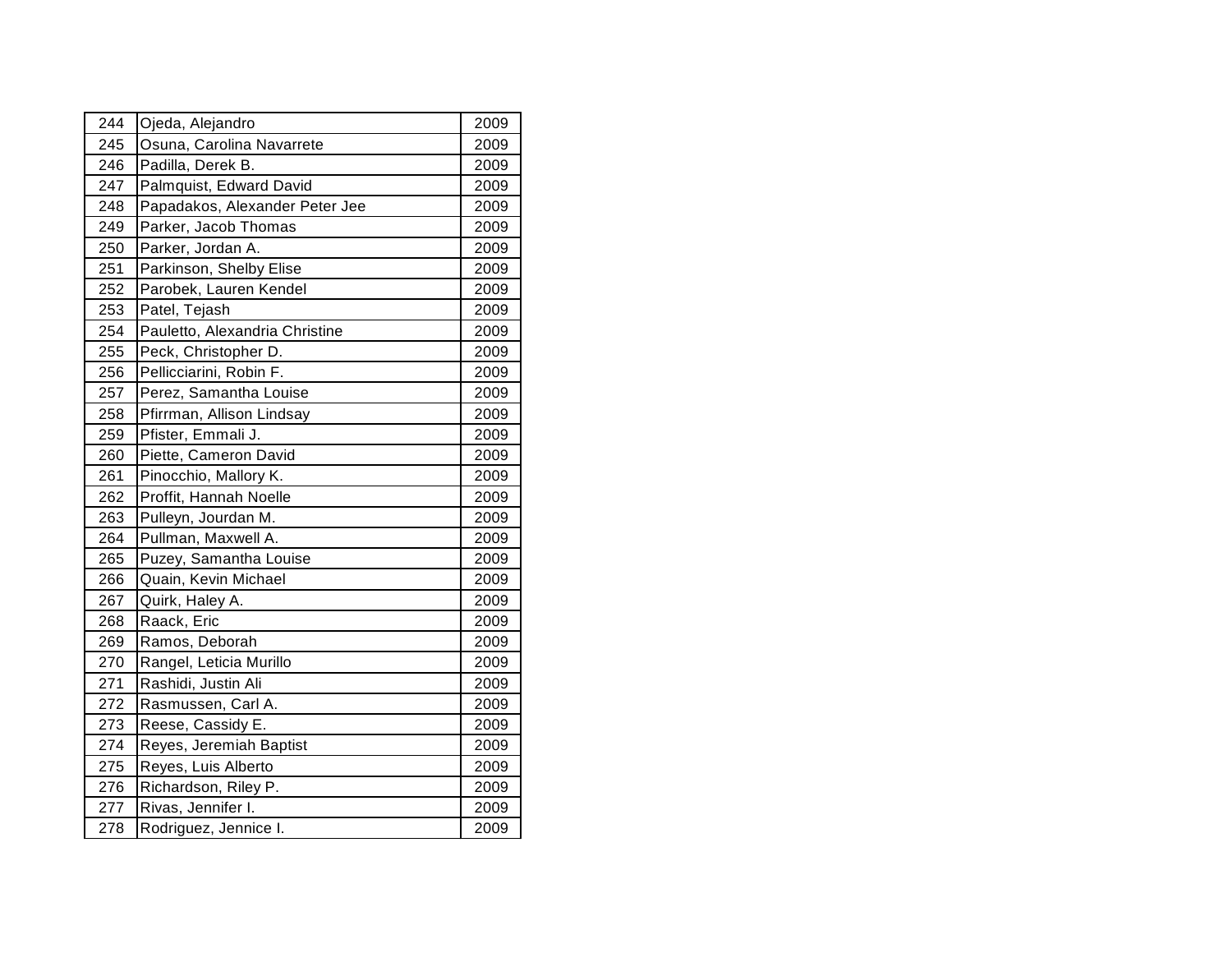| | | |
|---|---|---|
| 244 | Ojeda, Alejandro | 2009 |
| 245 | Osuna, Carolina Navarrete | 2009 |
| 246 | Padilla, Derek B. | 2009 |
| 247 | Palmquist, Edward David | 2009 |
| 248 | Papadakos, Alexander Peter Jee | 2009 |
| 249 | Parker, Jacob Thomas | 2009 |
| 250 | Parker, Jordan A. | 2009 |
| 251 | Parkinson, Shelby Elise | 2009 |
| 252 | Parobek, Lauren Kendel | 2009 |
| 253 | Patel, Tejash | 2009 |
| 254 | Pauletto, Alexandria Christine | 2009 |
| 255 | Peck, Christopher D. | 2009 |
| 256 | Pellicciarini, Robin F. | 2009 |
| 257 | Perez, Samantha Louise | 2009 |
| 258 | Pfirrman, Allison Lindsay | 2009 |
| 259 | Pfister, Emmali J. | 2009 |
| 260 | Piette, Cameron David | 2009 |
| 261 | Pinocchio, Mallory K. | 2009 |
| 262 | Proffit, Hannah Noelle | 2009 |
| 263 | Pulleyn, Jourdan M. | 2009 |
| 264 | Pullman, Maxwell A. | 2009 |
| 265 | Puzey, Samantha Louise | 2009 |
| 266 | Quain, Kevin Michael | 2009 |
| 267 | Quirk, Haley A. | 2009 |
| 268 | Raack, Eric | 2009 |
| 269 | Ramos, Deborah | 2009 |
| 270 | Rangel, Leticia Murillo | 2009 |
| 271 | Rashidi, Justin Ali | 2009 |
| 272 | Rasmussen, Carl A. | 2009 |
| 273 | Reese, Cassidy E. | 2009 |
| 274 | Reyes, Jeremiah Baptist | 2009 |
| 275 | Reyes, Luis Alberto | 2009 |
| 276 | Richardson, Riley P. | 2009 |
| 277 | Rivas, Jennifer I. | 2009 |
| 278 | Rodriguez, Jennice I. | 2009 |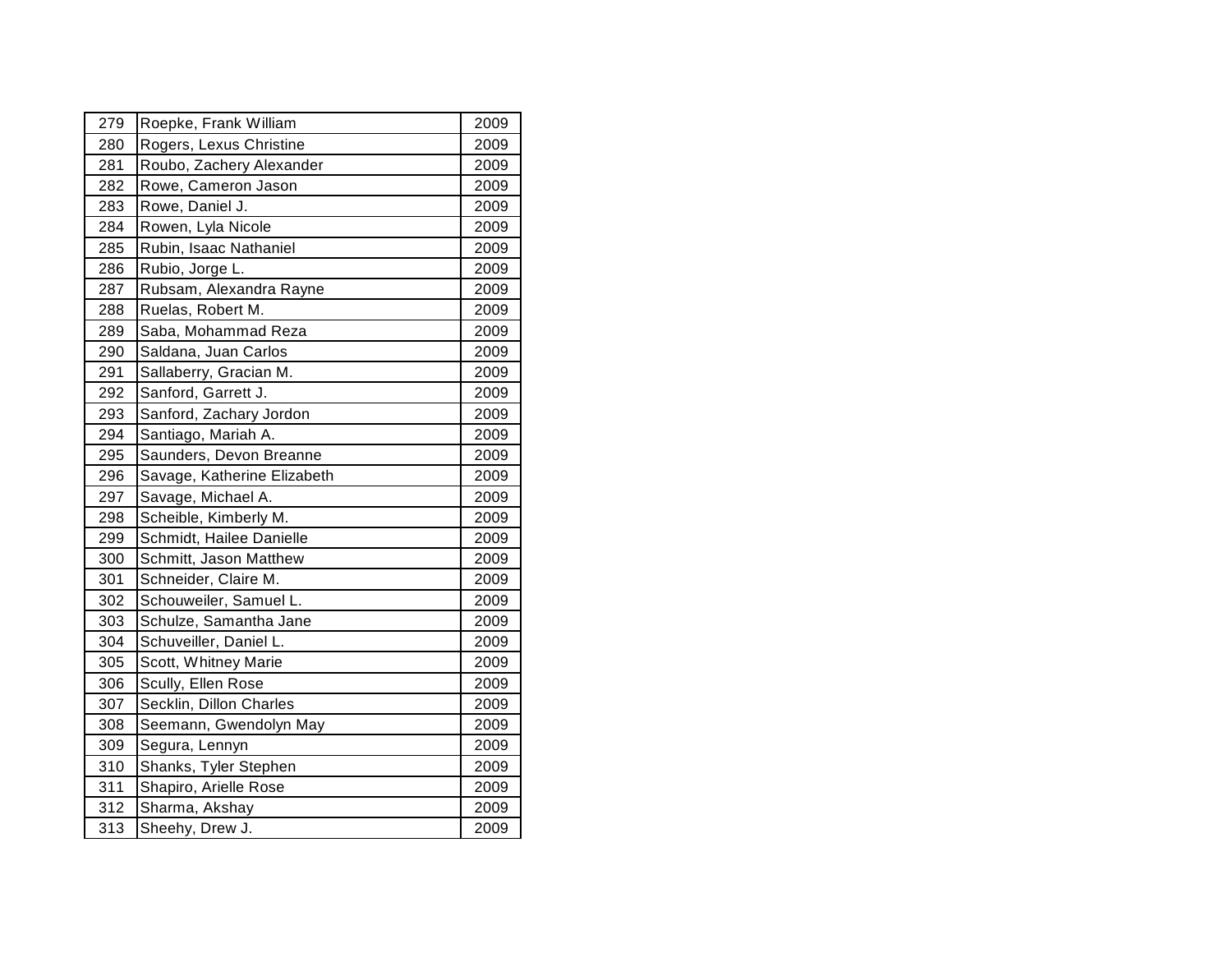| | | |
|---|---|---|
| 279 | Roepke, Frank William | 2009 |
| 280 | Rogers, Lexus Christine | 2009 |
| 281 | Roubo, Zachery Alexander | 2009 |
| 282 | Rowe, Cameron Jason | 2009 |
| 283 | Rowe, Daniel J. | 2009 |
| 284 | Rowen, Lyla Nicole | 2009 |
| 285 | Rubin, Isaac Nathaniel | 2009 |
| 286 | Rubio, Jorge L. | 2009 |
| 287 | Rubsam, Alexandra Rayne | 2009 |
| 288 | Ruelas, Robert M. | 2009 |
| 289 | Saba, Mohammad Reza | 2009 |
| 290 | Saldana, Juan Carlos | 2009 |
| 291 | Sallaberry, Gracian M. | 2009 |
| 292 | Sanford, Garrett J. | 2009 |
| 293 | Sanford, Zachary Jordon | 2009 |
| 294 | Santiago, Mariah A. | 2009 |
| 295 | Saunders, Devon Breanne | 2009 |
| 296 | Savage, Katherine Elizabeth | 2009 |
| 297 | Savage, Michael A. | 2009 |
| 298 | Scheible, Kimberly M. | 2009 |
| 299 | Schmidt, Hailee Danielle | 2009 |
| 300 | Schmitt, Jason Matthew | 2009 |
| 301 | Schneider, Claire M. | 2009 |
| 302 | Schouweiler, Samuel L. | 2009 |
| 303 | Schulze, Samantha Jane | 2009 |
| 304 | Schuveiller, Daniel L. | 2009 |
| 305 | Scott, Whitney Marie | 2009 |
| 306 | Scully, Ellen Rose | 2009 |
| 307 | Secklin, Dillon Charles | 2009 |
| 308 | Seemann, Gwendolyn May | 2009 |
| 309 | Segura, Lennyn | 2009 |
| 310 | Shanks, Tyler Stephen | 2009 |
| 311 | Shapiro, Arielle Rose | 2009 |
| 312 | Sharma, Akshay | 2009 |
| 313 | Sheehy, Drew J. | 2009 |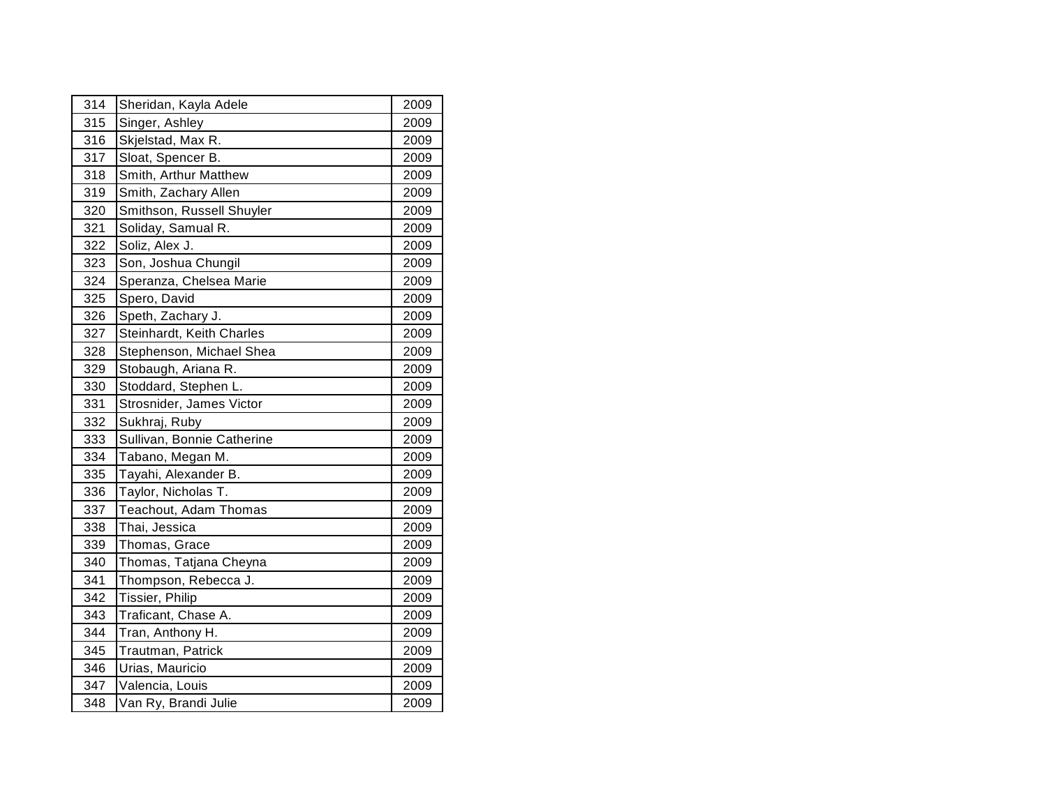| 314 | Sheridan, Kayla Adele | 2009 |
|---|---|---|
| 315 | Singer, Ashley | 2009 |
| 316 | Skjelstad, Max R. | 2009 |
| 317 | Sloat, Spencer B. | 2009 |
| 318 | Smith, Arthur Matthew | 2009 |
| 319 | Smith, Zachary Allen | 2009 |
| 320 | Smithson, Russell Shuyler | 2009 |
| 321 | Soliday, Samual R. | 2009 |
| 322 | Soliz, Alex J. | 2009 |
| 323 | Son, Joshua Chungil | 2009 |
| 324 | Speranza, Chelsea Marie | 2009 |
| 325 | Spero, David | 2009 |
| 326 | Speth, Zachary J. | 2009 |
| 327 | Steinhardt, Keith Charles | 2009 |
| 328 | Stephenson, Michael Shea | 2009 |
| 329 | Stobaugh, Ariana R. | 2009 |
| 330 | Stoddard, Stephen L. | 2009 |
| 331 | Strosnider, James Victor | 2009 |
| 332 | Sukhraj, Ruby | 2009 |
| 333 | Sullivan, Bonnie Catherine | 2009 |
| 334 | Tabano, Megan M. | 2009 |
| 335 | Tayahi, Alexander B. | 2009 |
| 336 | Taylor, Nicholas T. | 2009 |
| 337 | Teachout, Adam Thomas | 2009 |
| 338 | Thai, Jessica | 2009 |
| 339 | Thomas, Grace | 2009 |
| 340 | Thomas, Tatjana Cheyna | 2009 |
| 341 | Thompson, Rebecca J. | 2009 |
| 342 | Tissier, Philip | 2009 |
| 343 | Traficant, Chase A. | 2009 |
| 344 | Tran, Anthony H. | 2009 |
| 345 | Trautman, Patrick | 2009 |
| 346 | Urias, Mauricio | 2009 |
| 347 | Valencia, Louis | 2009 |
| 348 | Van Ry, Brandi Julie | 2009 |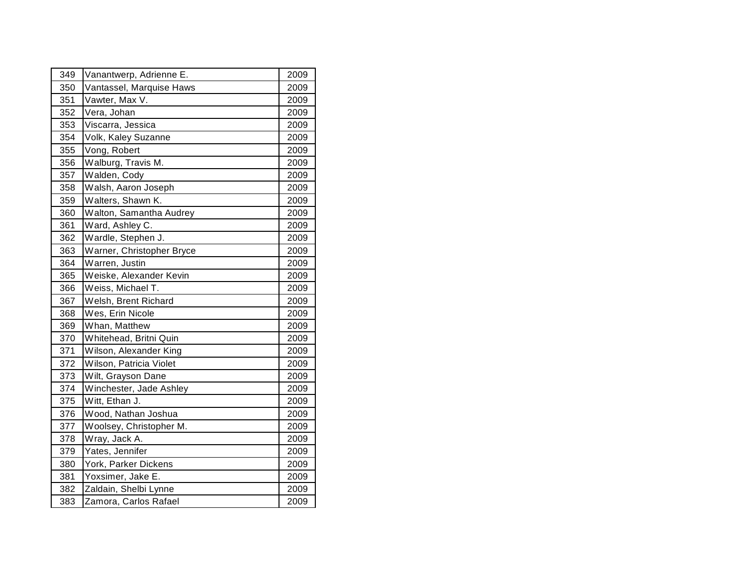| | | |
|---|---|---|
| 349 | Vanantwerp, Adrienne E. | 2009 |
| 350 | Vantassel, Marquise Haws | 2009 |
| 351 | Vawter, Max V. | 2009 |
| 352 | Vera, Johan | 2009 |
| 353 | Viscarra, Jessica | 2009 |
| 354 | Volk, Kaley Suzanne | 2009 |
| 355 | Vong, Robert | 2009 |
| 356 | Walburg, Travis M. | 2009 |
| 357 | Walden, Cody | 2009 |
| 358 | Walsh, Aaron Joseph | 2009 |
| 359 | Walters, Shawn K. | 2009 |
| 360 | Walton, Samantha Audrey | 2009 |
| 361 | Ward, Ashley C. | 2009 |
| 362 | Wardle, Stephen J. | 2009 |
| 363 | Warner, Christopher Bryce | 2009 |
| 364 | Warren, Justin | 2009 |
| 365 | Weiske, Alexander Kevin | 2009 |
| 366 | Weiss, Michael T. | 2009 |
| 367 | Welsh, Brent Richard | 2009 |
| 368 | Wes, Erin Nicole | 2009 |
| 369 | Whan, Matthew | 2009 |
| 370 | Whitehead, Britni Quin | 2009 |
| 371 | Wilson, Alexander King | 2009 |
| 372 | Wilson, Patricia Violet | 2009 |
| 373 | Wilt, Grayson Dane | 2009 |
| 374 | Winchester, Jade Ashley | 2009 |
| 375 | Witt, Ethan J. | 2009 |
| 376 | Wood, Nathan Joshua | 2009 |
| 377 | Woolsey, Christopher M. | 2009 |
| 378 | Wray, Jack A. | 2009 |
| 379 | Yates, Jennifer | 2009 |
| 380 | York, Parker Dickens | 2009 |
| 381 | Yoxsimer, Jake E. | 2009 |
| 382 | Zaldain, Shelbi Lynne | 2009 |
| 383 | Zamora, Carlos Rafael | 2009 |